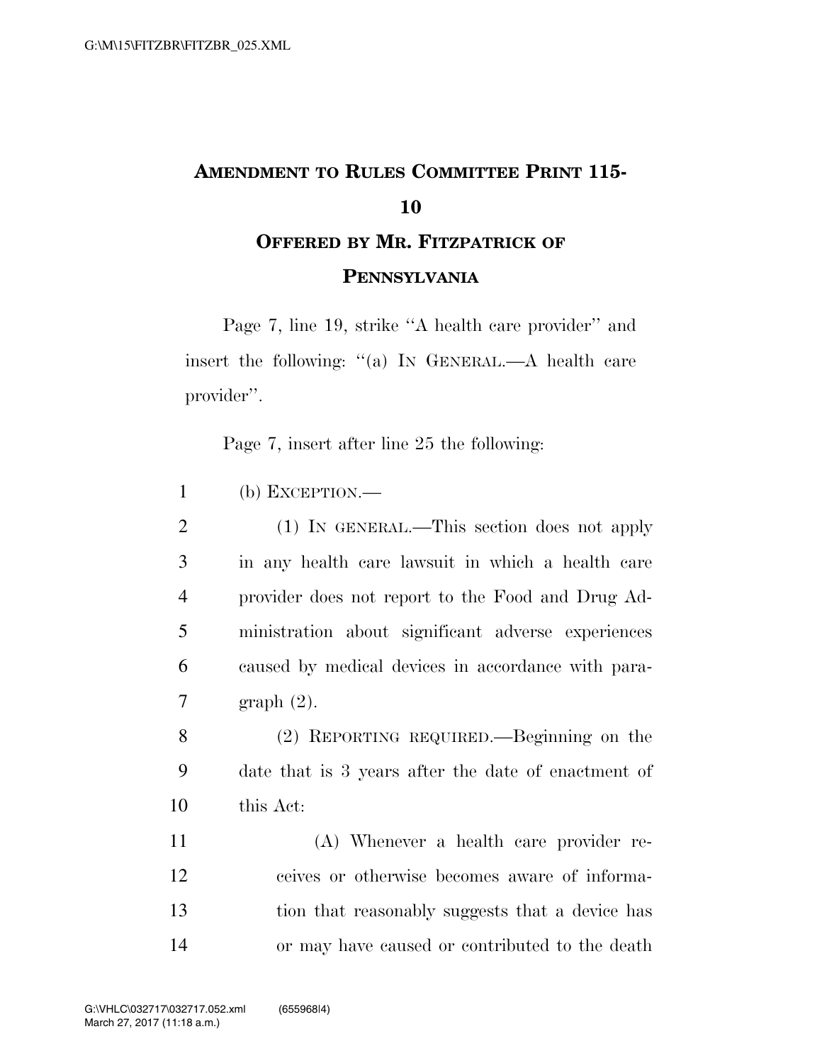**AMENDMENT TO RULES COMMITTEE PRINT 115-10**

**OFFERED BY MR. FITZPATRICK OF PENNSYLVANIA**

Page 7, line 19, strike "A health care provider" and insert the following: "(a) IN GENERAL.—A health care provider".

Page 7, insert after line 25 the following:

1 (b) EXCEPTION.—

2 (1) IN GENERAL.—This section does not apply
3 in any health care lawsuit in which a health care
4 provider does not report to the Food and Drug Ad-
5 ministration about significant adverse experiences
6 caused by medical devices in accordance with para-
7 graph (2).

8 (2) REPORTING REQUIRED.—Beginning on the
9 date that is 3 years after the date of enactment of
10 this Act:

11 (A) Whenever a health care provider re-
12 ceives or otherwise becomes aware of informa-
13 tion that reasonably suggests that a device has
14 or may have caused or contributed to the death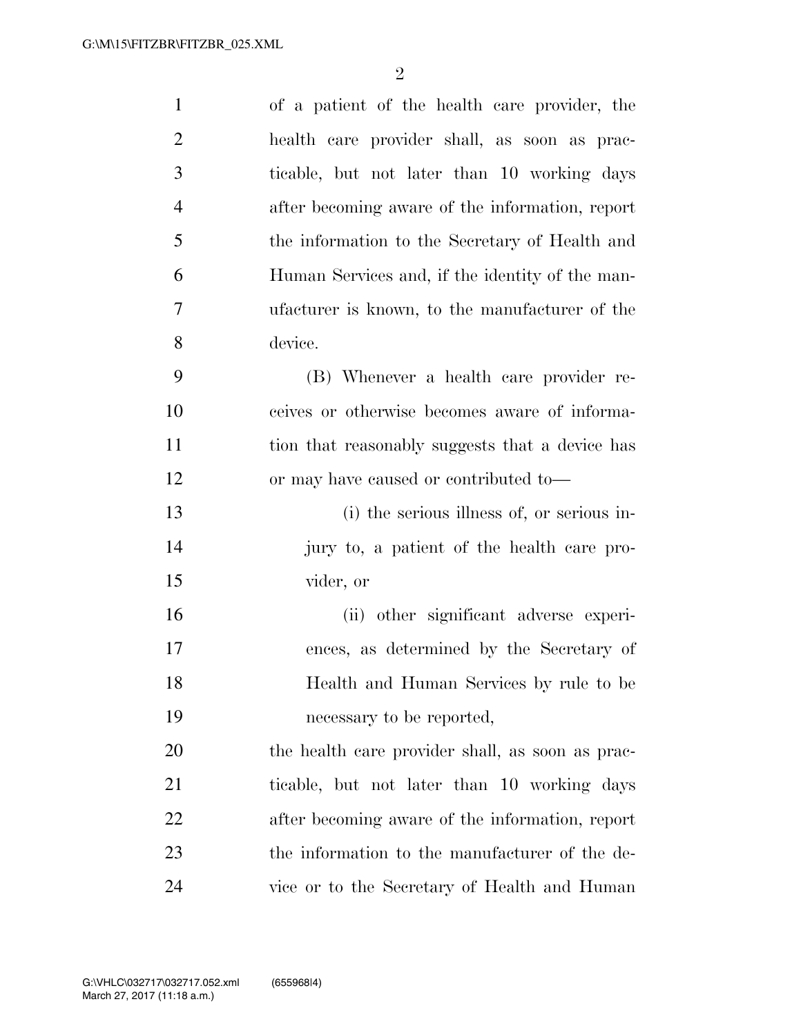of a patient of the health care provider, the health care provider shall, as soon as practicable, but not later than 10 working days after becoming aware of the information, report the information to the Secretary of Health and Human Services and, if the identity of the manufacturer is known, to the manufacturer of the device.

(B) Whenever a health care provider receives or otherwise becomes aware of information that reasonably suggests that a device has or may have caused or contributed to—

(i) the serious illness of, or serious injury to, a patient of the health care provider, or

(ii) other significant adverse experiences, as determined by the Secretary of Health and Human Services by rule to be necessary to be reported,

the health care provider shall, as soon as practicable, but not later than 10 working days after becoming aware of the information, report the information to the manufacturer of the device or to the Secretary of Health and Human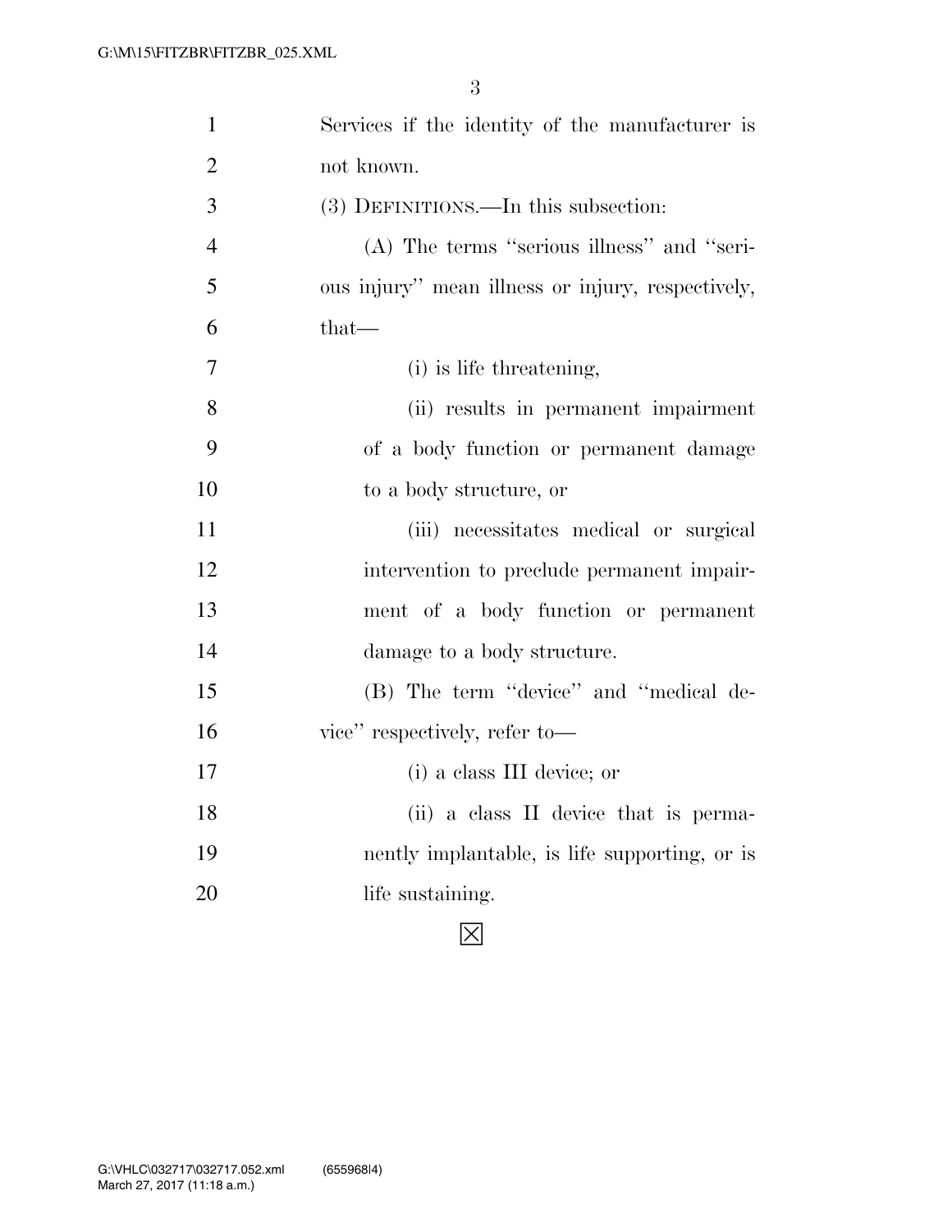Services if the identity of the manufacturer is not known.

(3) DEFINITIONS.—In this subsection:

(A) The terms ''serious illness'' and ''serious injury'' mean illness or injury, respectively, that—

(i) is life threatening,

(ii) results in permanent impairment of a body function or permanent damage to a body structure, or

(iii) necessitates medical or surgical intervention to preclude permanent impairment of a body function or permanent damage to a body structure.

(B) The term ''device'' and ''medical device'' respectively, refer to—

(i) a class III device; or

(ii) a class II device that is permanently implantable, is life supporting, or is life sustaining.